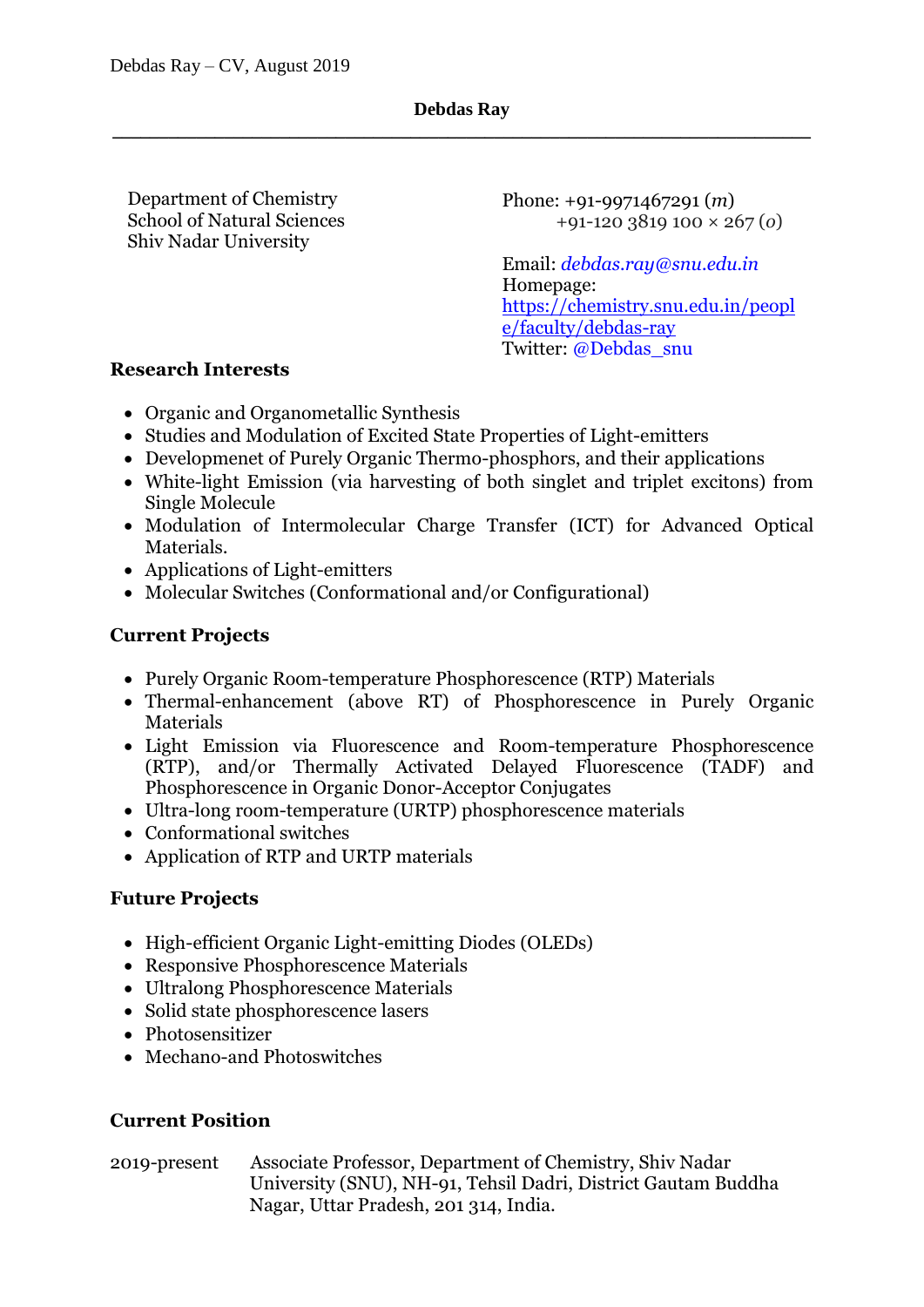Debdas Ray – CV, August 2019

**Debdas Ray**

---

Department of Chemistry
School of Natural Sciences
Shiv Nadar University

Phone: +91-9971467291 (*m*)
+91-120 3819 100 × 267 (*o*)

Email: *debdas.ray@snu.edu.in*
Homepage: https://chemistry.snu.edu.in/people/faculty/debdas-ray
Twitter: @Debdas_snu

## Research Interests

- Organic and Organometallic Synthesis
- Studies and Modulation of Excited State Properties of Light-emitters
- Developmenet of Purely Organic Thermo-phosphors, and their applications
- White-light Emission (via harvesting of both singlet and triplet excitons) from Single Molecule
- Modulation of Intermolecular Charge Transfer (ICT) for Advanced Optical Materials.
- Applications of Light-emitters
- Molecular Switches (Conformational and/or Configurational)

## Current Projects

- Purely Organic Room-temperature Phosphorescence (RTP) Materials
- Thermal-enhancement (above RT) of Phosphorescence in Purely Organic Materials
- Light Emission via Fluorescence and Room-temperature Phosphorescence (RTP), and/or Thermally Activated Delayed Fluorescence (TADF) and Phosphorescence in Organic Donor-Acceptor Conjugates
- Ultra-long room-temperature (URTP) phosphorescence materials
- Conformational switches
- Application of RTP and URTP materials

## Future Projects

- High-efficient Organic Light-emitting Diodes (OLEDs)
- Responsive Phosphorescence Materials
- Ultralong Phosphorescence Materials
- Solid state phosphorescence lasers
- Photosensitizer
- Mechano-and Photoswitches

## Current Position

2019-present Associate Professor, Department of Chemistry, Shiv Nadar University (SNU), NH-91, Tehsil Dadri, District Gautam Buddha Nagar, Uttar Pradesh, 201 314, India.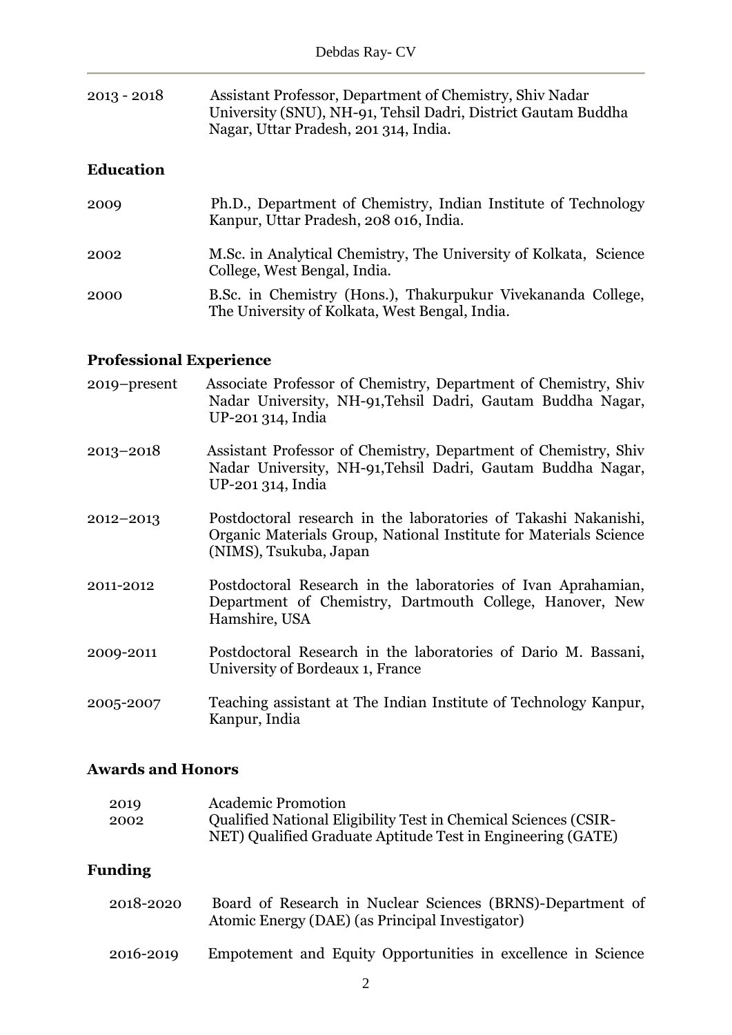2013 - 2018 Assistant Professor, Department of Chemistry, Shiv Nadar University (SNU), NH-91, Tehsil Dadri, District Gautam Buddha Nagar, Uttar Pradesh, 201 314, India.

## Education

| | |
|---|---|
| 2009 | Ph.D., Department of Chemistry, Indian Institute of Technology Kanpur, Uttar Pradesh, 208 016, India. |
| 2002 | M.Sc. in Analytical Chemistry, The University of Kolkata, Science College, West Bengal, India. |
| 2000 | B.Sc. in Chemistry (Hons.), Thakurpukur Vivekananda College, The University of Kolkata, West Bengal, India. |

## Professional Experience

| | |
|---|---|
| 2019–present | Associate Professor of Chemistry, Department of Chemistry, Shiv Nadar University, NH-91,Tehsil Dadri, Gautam Buddha Nagar, UP-201 314, India |
| 2013–2018 | Assistant Professor of Chemistry, Department of Chemistry, Shiv Nadar University, NH-91,Tehsil Dadri, Gautam Buddha Nagar, UP-201 314, India |
| 2012–2013 | Postdoctoral research in the laboratories of Takashi Nakanishi, Organic Materials Group, National Institute for Materials Science (NIMS), Tsukuba, Japan |
| 2011-2012 | Postdoctoral Research in the laboratories of Ivan Aprahamian, Department of Chemistry, Dartmouth College, Hanover, New Hamshire, USA |
| 2009-2011 | Postdoctoral Research in the laboratories of Dario M. Bassani, University of Bordeaux 1, France |
| 2005-2007 | Teaching assistant at The Indian Institute of Technology Kanpur, Kanpur, India |

## Awards and Honors

| | |
|---|---|
| 2019 | Academic Promotion |
| 2002 | Qualified National Eligibility Test in Chemical Sciences (CSIR-NET) Qualified Graduate Aptitude Test in Engineering (GATE) |

## Funding

| | |
|---|---|
| 2018-2020 | Board of Research in Nuclear Sciences (BRNS)-Department of Atomic Energy (DAE) (as Principal Investigator) |
| 2016-2019 | Empotement and Equity Opportunities in excellence in Science |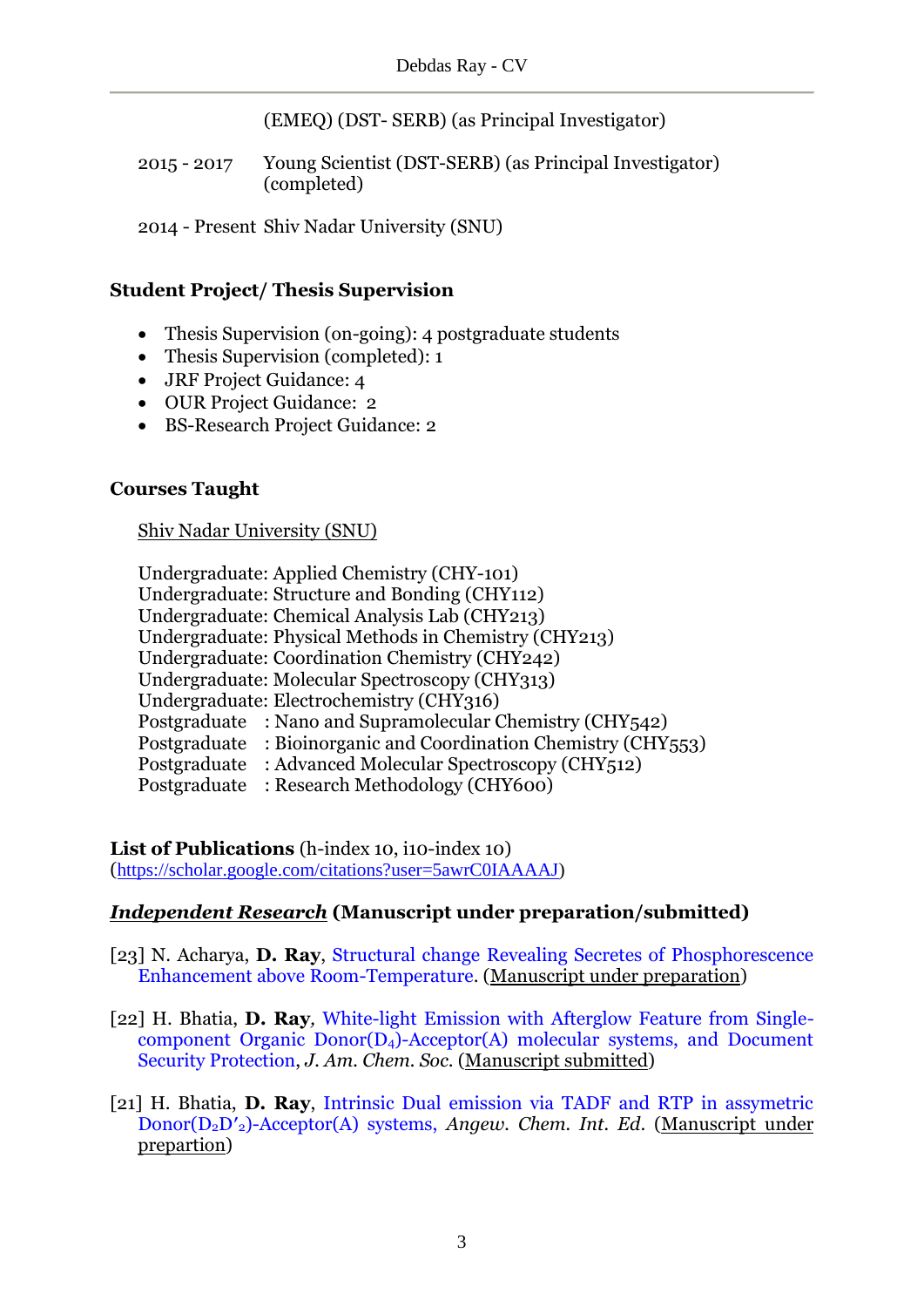(EMEQ) (DST- SERB) (as Principal Investigator)

2015 - 2017 Young Scientist (DST-SERB) (as Principal Investigator) (completed)

2014 - Present Shiv Nadar University (SNU)

### Student Project/ Thesis Supervision

- Thesis Supervision (on-going): 4 postgraduate students
- Thesis Supervision (completed): 1
- JRF Project Guidance: 4
- OUR Project Guidance: 2
- BS-Research Project Guidance: 2

### Courses Taught

Shiv Nadar University (SNU)

Undergraduate: Applied Chemistry (CHY-101)
Undergraduate: Structure and Bonding (CHY112)
Undergraduate: Chemical Analysis Lab (CHY213)
Undergraduate: Physical Methods in Chemistry (CHY213)
Undergraduate: Coordination Chemistry (CHY242)
Undergraduate: Molecular Spectroscopy (CHY313)
Undergraduate: Electrochemistry (CHY316)
Postgraduate : Nano and Supramolecular Chemistry (CHY542)
Postgraduate : Bioinorganic and Coordination Chemistry (CHY553)
Postgraduate : Advanced Molecular Spectroscopy (CHY512)
Postgraduate : Research Methodology (CHY600)

**List of Publications** (h-index 10, i10-index 10)
(https://scholar.google.com/citations?user=5awrC0IAAAAJ)

### ***Independent Research*** (Manuscript under preparation/submitted)

[23] N. Acharya, **D. Ray**, Structural change Revealing Secretes of Phosphorescence Enhancement above Room-Temperature. (Manuscript under preparation)

[22] H. Bhatia, **D. Ray**, White-light Emission with Afterglow Feature from Single-component Organic Donor($D_4$)-Acceptor(A) molecular systems, and Document Security Protection, *J. Am. Chem. Soc.* (Manuscript submitted)

[21] H. Bhatia, **D. Ray**, Intrinsic Dual emission via TADF and RTP in assymetric Donor($D_2D'_2$)-Acceptor(A) systems, *Angew. Chem. Int. Ed.* (Manuscript under prepartion)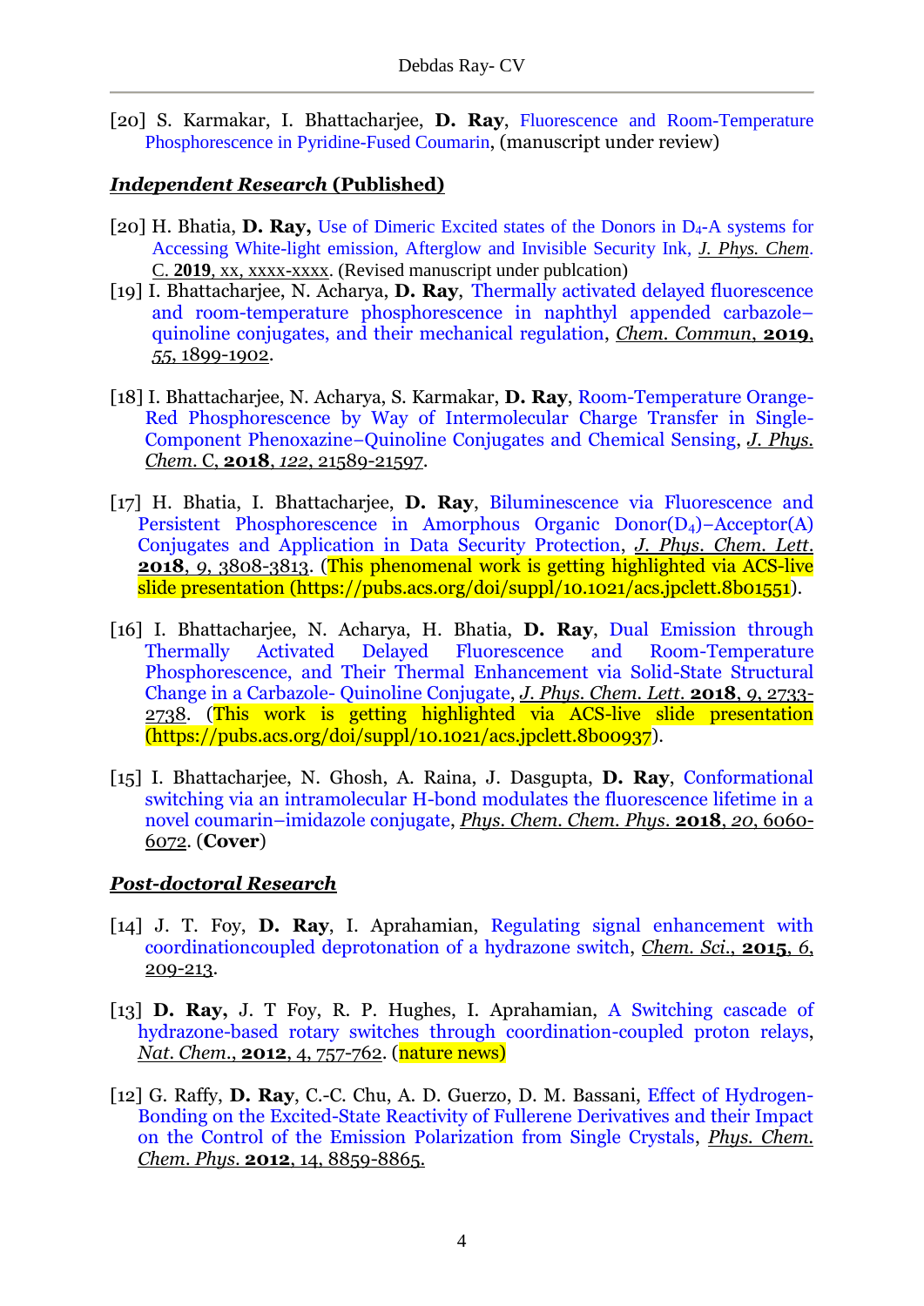[20] S. Karmakar, I. Bhattacharjee, **D. Ray**, Fluorescence and Room-Temperature Phosphorescence in Pyridine-Fused Coumarin, (manuscript under review)

## ***Independent Research*** **(Published)**

[20] H. Bhatia, **D. Ray,** Use of Dimeric Excited states of the Donors in $D_4$-A systems for Accessing White-light emission, Afterglow and Invisible Security Ink, *J. Phys. Chem.* C. **2019**, xx, xxxx-xxxx. (Revised manuscript under publcation)

[19] I. Bhattacharjee, N. Acharya, **D. Ray**, Thermally activated delayed fluorescence and room-temperature phosphorescence in naphthyl appended carbazole–quinoline conjugates, and their mechanical regulation, *Chem. Commun*, **2019**, *55*, 1899-1902.

[18] I. Bhattacharjee, N. Acharya, S. Karmakar, **D. Ray**, Room-Temperature Orange-Red Phosphorescence by Way of Intermolecular Charge Transfer in Single-Component Phenoxazine–Quinoline Conjugates and Chemical Sensing, *J. Phys. Chem.* C, **2018**, *122*, 21589-21597.

[17] H. Bhatia, I. Bhattacharjee, **D. Ray**, Biluminescence via Fluorescence and Persistent Phosphorescence in Amorphous Organic Donor($D_4$)–Acceptor(A) Conjugates and Application in Data Security Protection, *J. Phys. Chem. Lett.* **2018**, *9*, 3808-3813. (This phenomenal work is getting highlighted via ACS-live slide presentation (https://pubs.acs.org/doi/suppl/10.1021/acs.jpclett.8b01551).

[16] I. Bhattacharjee, N. Acharya, H. Bhatia, **D. Ray**, Dual Emission through Thermally Activated Delayed Fluorescence and Room-Temperature Phosphorescence, and Their Thermal Enhancement via Solid-State Structural Change in a Carbazole- Quinoline Conjugate, *J. Phys. Chem. Lett.* **2018**, *9*, 2733-2738. (This work is getting highlighted via ACS-live slide presentation (https://pubs.acs.org/doi/suppl/10.1021/acs.jpclett.8b00937).

[15] I. Bhattacharjee, N. Ghosh, A. Raina, J. Dasgupta, **D. Ray**, Conformational switching via an intramolecular H-bond modulates the fluorescence lifetime in a novel coumarin–imidazole conjugate, *Phys. Chem. Chem. Phys.* **2018**, *20*, 6060-6072. (**Cover**)

## ***Post-doctoral Research***

[14] J. T. Foy, **D. Ray**, I. Aprahamian, Regulating signal enhancement with coordinationcoupled deprotonation of a hydrazone switch, *Chem. Sci.*, **2015**, *6*, 209-213.

[13] **D. Ray,** J. T Foy, R. P. Hughes, I. Aprahamian, A Switching cascade of hydrazone-based rotary switches through coordination-coupled proton relays, *Nat. Chem.*, **2012**, 4, 757-762. (nature news)

[12] G. Raffy, **D. Ray**, C.-C. Chu, A. D. Guerzo, D. M. Bassani, Effect of Hydrogen-Bonding on the Excited-State Reactivity of Fullerene Derivatives and their Impact on the Control of the Emission Polarization from Single Crystals, *Phys. Chem. Chem. Phys.* **2012**, 14, 8859-8865.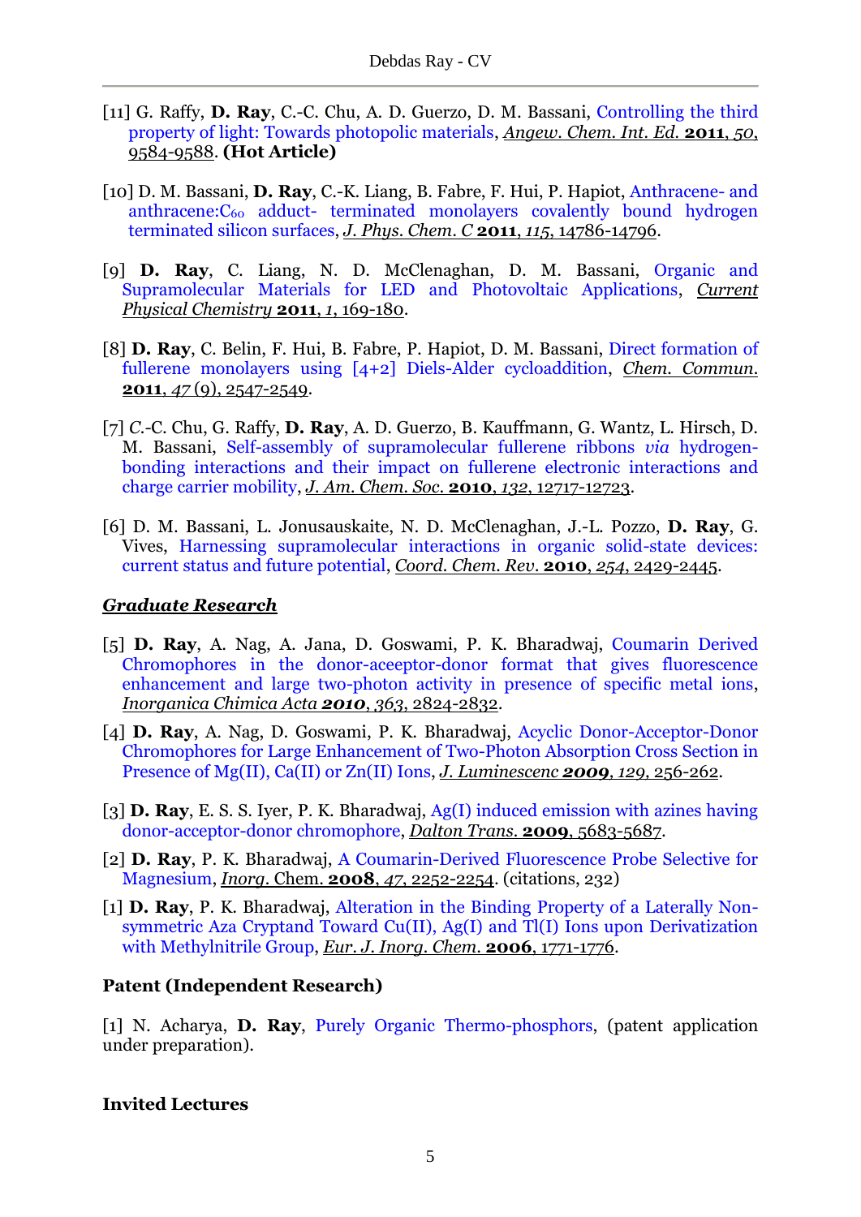[11] G. Raffy, **D. Ray**, C.-C. Chu, A. D. Guerzo, D. M. Bassani, Controlling the third property of light: Towards photopolic materials, *Angew. Chem. Int. Ed.* **2011**, *50*, 9584-9588. **(Hot Article)**

[10] D. M. Bassani, **D. Ray**, C.-K. Liang, B. Fabre, F. Hui, P. Hapiot, Anthracene- and anthracene:$C_{60}$ adduct- terminated monolayers covalently bound hydrogen terminated silicon surfaces, *J. Phys. Chem. C* **2011**, *115*, 14786-14796.

[9] **D. Ray**, C. Liang, N. D. McClenaghan, D. M. Bassani, Organic and Supramolecular Materials for LED and Photovoltaic Applications, *Current Physical Chemistry* **2011**, *1*, 169-180.

[8] **D. Ray**, C. Belin, F. Hui, B. Fabre, P. Hapiot, D. M. Bassani, Direct formation of fullerene monolayers using [4+2] Diels-Alder cycloaddition, *Chem. Commun.* **2011**, *47* (9), 2547-2549.

[7] C.-C. Chu, G. Raffy, **D. Ray**, A. D. Guerzo, B. Kauffmann, G. Wantz, L. Hirsch, D. M. Bassani, Self-assembly of supramolecular fullerene ribbons *via* hydrogen-bonding interactions and their impact on fullerene electronic interactions and charge carrier mobility, *J. Am. Chem. Soc.* **2010**, *132*, 12717-12723.

[6] D. M. Bassani, L. Jonusauskaite, N. D. McClenaghan, J.-L. Pozzo, **D. Ray**, G. Vives, Harnessing supramolecular interactions in organic solid-state devices: current status and future potential, *Coord. Chem. Rev.* **2010**, *254*, 2429-2445.

## ***Graduate Research***

[5] **D. Ray**, A. Nag, A. Jana, D. Goswami, P. K. Bharadwaj, Coumarin Derived Chromophores in the donor-acceptor-donor format that gives fluorescence enhancement and large two-photon activity in presence of specific metal ions, *Inorganica Chimica Acta* ***2010***, *363*, 2824-2832.

[4] **D. Ray**, A. Nag, D. Goswami, P. K. Bharadwaj, Acyclic Donor-Acceptor-Donor Chromophores for Large Enhancement of Two-Photon Absorption Cross Section in Presence of Mg(II), Ca(II) or Zn(II) Ions, *J. Luminescenc* ***2009***, *129*, 256-262.

[3] **D. Ray**, E. S. S. Iyer, P. K. Bharadwaj, Ag(I) induced emission with azines having donor-acceptor-donor chromophore, *Dalton Trans.* **2009**, 5683-5687.

[2] **D. Ray**, P. K. Bharadwaj, A Coumarin-Derived Fluorescence Probe Selective for Magnesium, *Inorg.* Chem. **2008**, *47*, 2252-2254. (citations, 232)

[1] **D. Ray**, P. K. Bharadwaj, Alteration in the Binding Property of a Laterally Non-symmetric Aza Cryptand Toward Cu(II), Ag(I) and Tl(I) Ions upon Derivatization with Methylnitrile Group, *Eur. J. Inorg. Chem.* **2006**, 1771-1776.

## **Patent (Independent Research)**

[1] N. Acharya, **D. Ray**, Purely Organic Thermo-phosphors, (patent application under preparation).

## **Invited Lectures**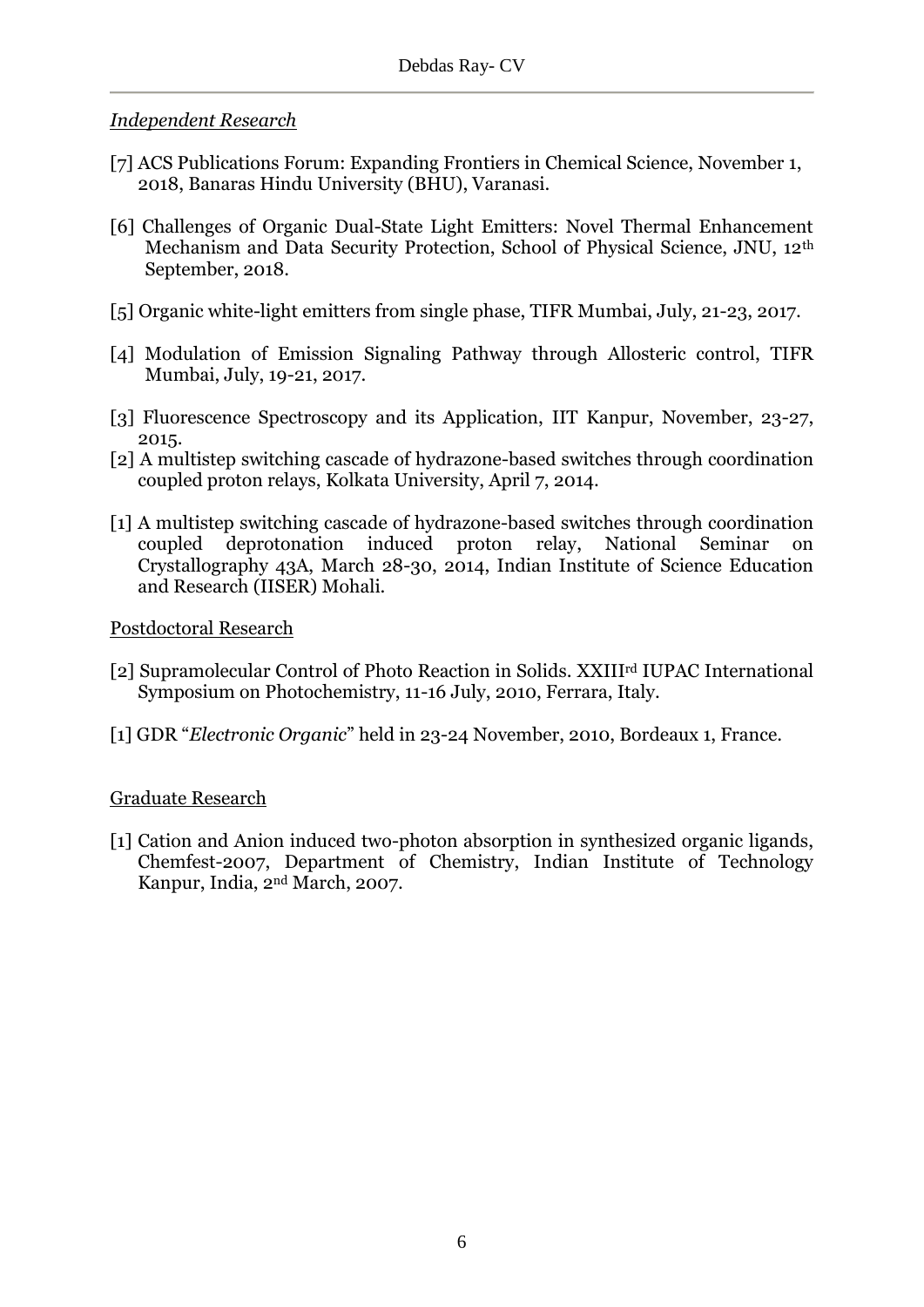*Independent Research*

[7] ACS Publications Forum: Expanding Frontiers in Chemical Science, November 1, 2018, Banaras Hindu University (BHU), Varanasi.

[6] Challenges of Organic Dual-State Light Emitters: Novel Thermal Enhancement Mechanism and Data Security Protection, School of Physical Science, JNU, 12th September, 2018.

[5] Organic white-light emitters from single phase, TIFR Mumbai, July, 21-23, 2017.

[4] Modulation of Emission Signaling Pathway through Allosteric control, TIFR Mumbai, July, 19-21, 2017.

[3] Fluorescence Spectroscopy and its Application, IIT Kanpur, November, 23-27, 2015.

[2] A multistep switching cascade of hydrazone-based switches through coordination coupled proton relays, Kolkata University, April 7, 2014.

[1] A multistep switching cascade of hydrazone-based switches through coordination coupled deprotonation induced proton relay, National Seminar on Crystallography 43A, March 28-30, 2014, Indian Institute of Science Education and Research (IISER) Mohali.

Postdoctoral Research

[2] Supramolecular Control of Photo Reaction in Solids. XXIIIrd IUPAC International Symposium on Photochemistry, 11-16 July, 2010, Ferrara, Italy.

[1] GDR "*Electronic Organic*" held in 23-24 November, 2010, Bordeaux 1, France.

Graduate Research

[1] Cation and Anion induced two-photon absorption in synthesized organic ligands, Chemfest-2007, Department of Chemistry, Indian Institute of Technology Kanpur, India, 2nd March, 2007.